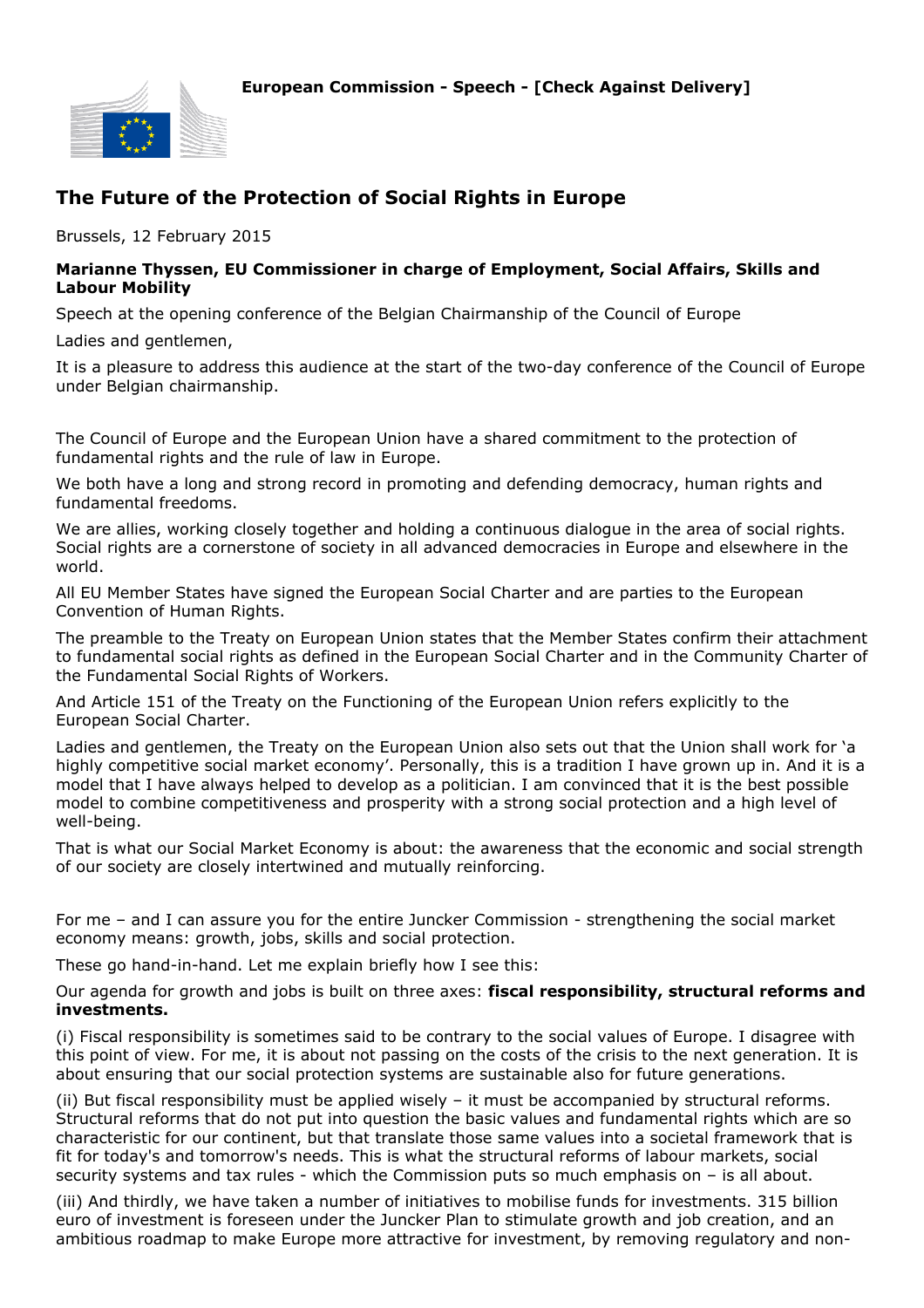**European Commission - Speech - [Check Against Delivery]**

# The Future of the Protection of Social Rights in Europe

Brussels, 12 February 2015

**Marianne Thyssen, EU Commissioner in charge of Employment, Social Affairs, Skills and Labour Mobility**

Speech at the opening conference of the Belgian Chairmanship of the Council of Europe

Ladies and gentlemen,

It is a pleasure to address this audience at the start of the two-day conference of the Council of Europe under Belgian chairmanship.

The Council of Europe and the European Union have a shared commitment to the protection of fundamental rights and the rule of law in Europe.

We both have a long and strong record in promoting and defending democracy, human rights and fundamental freedoms.

We are allies, working closely together and holding a continuous dialogue in the area of social rights. Social rights are a cornerstone of society in all advanced democracies in Europe and elsewhere in the world.

All EU Member States have signed the European Social Charter and are parties to the European Convention of Human Rights.

The preamble to the Treaty on European Union states that the Member States confirm their attachment to fundamental social rights as defined in the European Social Charter and in the Community Charter of the Fundamental Social Rights of Workers.

And Article 151 of the Treaty on the Functioning of the European Union refers explicitly to the European Social Charter.

Ladies and gentlemen, the Treaty on the European Union also sets out that the Union shall work for 'a highly competitive social market economy'. Personally, this is a tradition I have grown up in. And it is a model that I have always helped to develop as a politician. I am convinced that it is the best possible model to combine competitiveness and prosperity with a strong social protection and a high level of well-being.

That is what our Social Market Economy is about: the awareness that the economic and social strength of our society are closely intertwined and mutually reinforcing.

For me – and I can assure you for the entire Juncker Commission - strengthening the social market economy means: growth, jobs, skills and social protection.

These go hand-in-hand. Let me explain briefly how I see this:

Our agenda for growth and jobs is built on three axes: **fiscal responsibility, structural reforms and investments.**

(i) Fiscal responsibility is sometimes said to be contrary to the social values of Europe. I disagree with this point of view. For me, it is about not passing on the costs of the crisis to the next generation. It is about ensuring that our social protection systems are sustainable also for future generations.

(ii) But fiscal responsibility must be applied wisely – it must be accompanied by structural reforms. Structural reforms that do not put into question the basic values and fundamental rights which are so characteristic for our continent, but that translate those same values into a societal framework that is fit for today's and tomorrow's needs. This is what the structural reforms of labour markets, social security systems and tax rules - which the Commission puts so much emphasis on – is all about.

(iii) And thirdly, we have taken a number of initiatives to mobilise funds for investments. 315 billion euro of investment is foreseen under the Juncker Plan to stimulate growth and job creation, and an ambitious roadmap to make Europe more attractive for investment, by removing regulatory and non-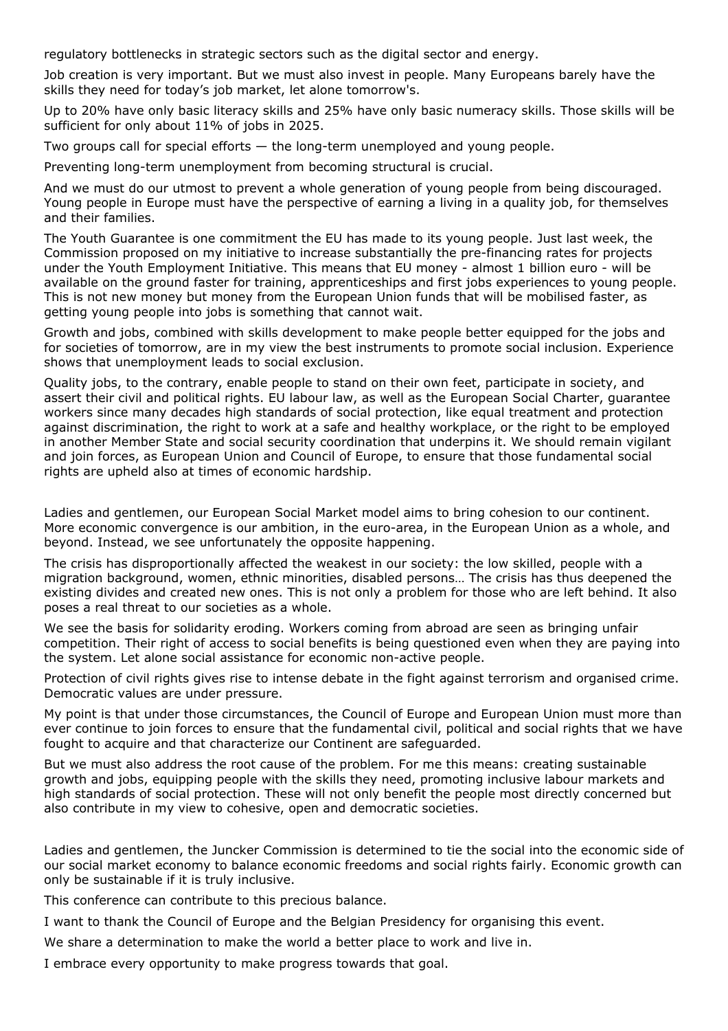regulatory bottlenecks in strategic sectors such as the digital sector and energy.

Job creation is very important. But we must also invest in people. Many Europeans barely have the skills they need for today's job market, let alone tomorrow's.

Up to 20% have only basic literacy skills and 25% have only basic numeracy skills. Those skills will be sufficient for only about 11% of jobs in 2025.

Two groups call for special efforts — the long-term unemployed and young people.

Preventing long-term unemployment from becoming structural is crucial.

And we must do our utmost to prevent a whole generation of young people from being discouraged. Young people in Europe must have the perspective of earning a living in a quality job, for themselves and their families.

The Youth Guarantee is one commitment the EU has made to its young people. Just last week, the Commission proposed on my initiative to increase substantially the pre-financing rates for projects under the Youth Employment Initiative. This means that EU money - almost 1 billion euro - will be available on the ground faster for training, apprenticeships and first jobs experiences to young people. This is not new money but money from the European Union funds that will be mobilised faster, as getting young people into jobs is something that cannot wait.

Growth and jobs, combined with skills development to make people better equipped for the jobs and for societies of tomorrow, are in my view the best instruments to promote social inclusion. Experience shows that unemployment leads to social exclusion.

Quality jobs, to the contrary, enable people to stand on their own feet, participate in society, and assert their civil and political rights. EU labour law, as well as the European Social Charter, guarantee workers since many decades high standards of social protection, like equal treatment and protection against discrimination, the right to work at a safe and healthy workplace, or the right to be employed in another Member State and social security coordination that underpins it. We should remain vigilant and join forces, as European Union and Council of Europe, to ensure that those fundamental social rights are upheld also at times of economic hardship.

Ladies and gentlemen, our European Social Market model aims to bring cohesion to our continent. More economic convergence is our ambition, in the euro-area, in the European Union as a whole, and beyond. Instead, we see unfortunately the opposite happening.

The crisis has disproportionally affected the weakest in our society: the low skilled, people with a migration background, women, ethnic minorities, disabled persons… The crisis has thus deepened the existing divides and created new ones. This is not only a problem for those who are left behind. It also poses a real threat to our societies as a whole.

We see the basis for solidarity eroding. Workers coming from abroad are seen as bringing unfair competition. Their right of access to social benefits is being questioned even when they are paying into the system. Let alone social assistance for economic non-active people.

Protection of civil rights gives rise to intense debate in the fight against terrorism and organised crime. Democratic values are under pressure.

My point is that under those circumstances, the Council of Europe and European Union must more than ever continue to join forces to ensure that the fundamental civil, political and social rights that we have fought to acquire and that characterize our Continent are safeguarded.

But we must also address the root cause of the problem. For me this means: creating sustainable growth and jobs, equipping people with the skills they need, promoting inclusive labour markets and high standards of social protection. These will not only benefit the people most directly concerned but also contribute in my view to cohesive, open and democratic societies.

Ladies and gentlemen, the Juncker Commission is determined to tie the social into the economic side of our social market economy to balance economic freedoms and social rights fairly. Economic growth can only be sustainable if it is truly inclusive.

This conference can contribute to this precious balance.

I want to thank the Council of Europe and the Belgian Presidency for organising this event.

We share a determination to make the world a better place to work and live in.

I embrace every opportunity to make progress towards that goal.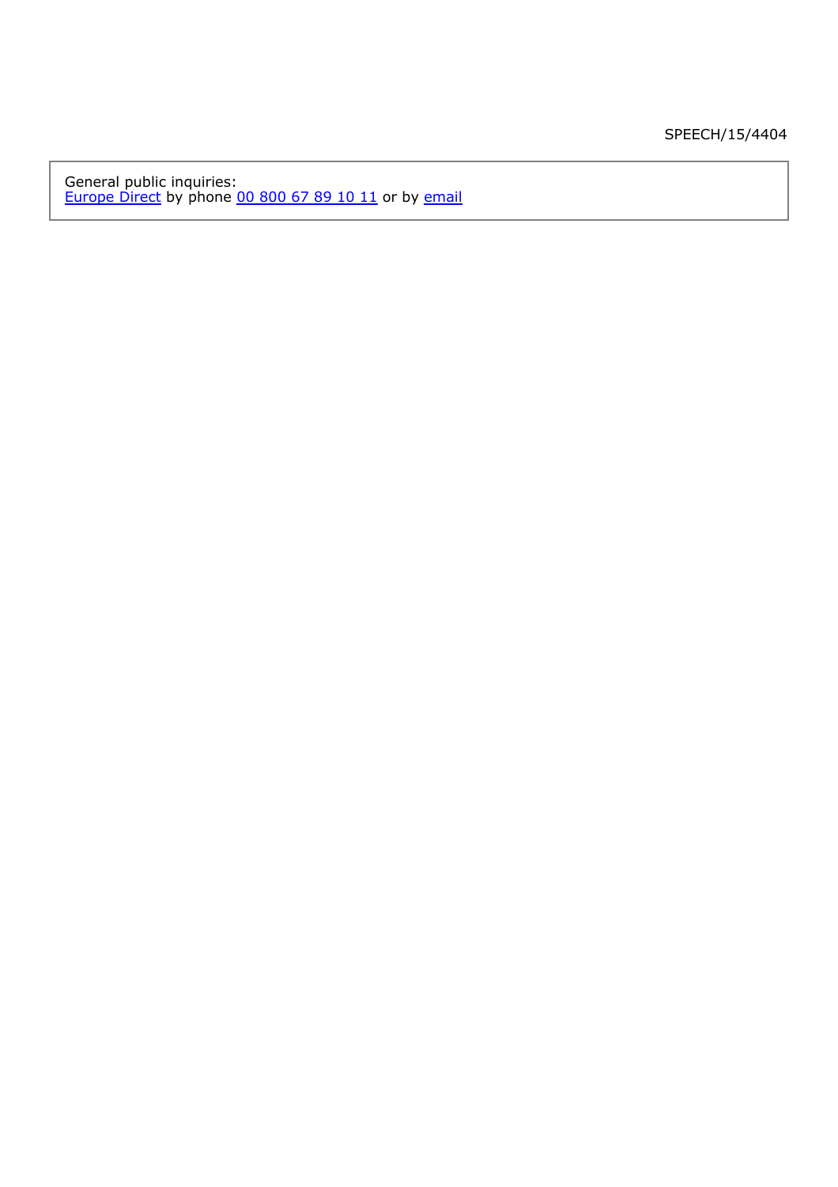SPEECH/15/4404

General public inquiries:
Europe Direct by phone 00 800 67 89 10 11 or by email